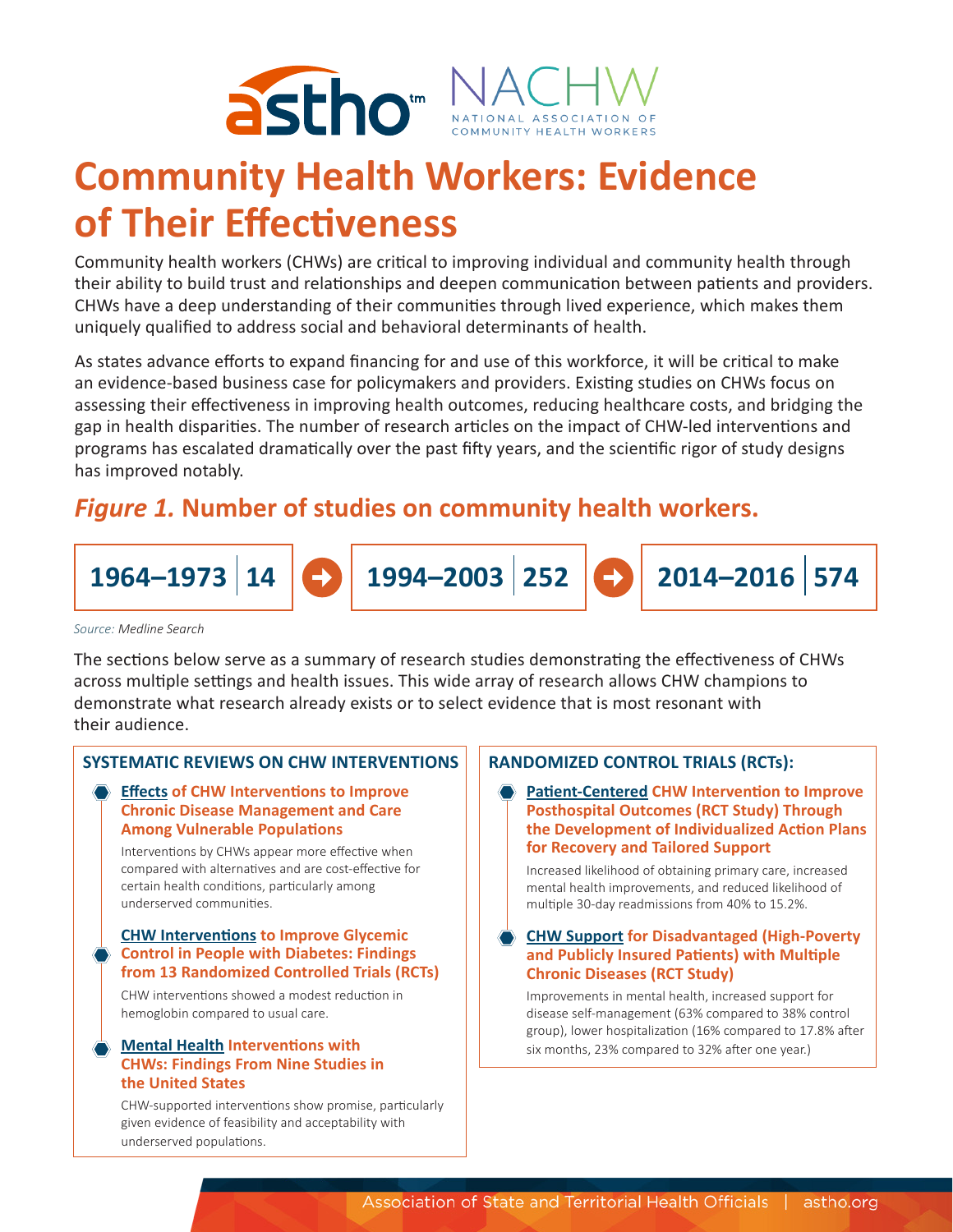# Community Health Workers: Evidence of Their Effectiveness

Community health workers (CHWs) are critical to improving individual and community health through their ability to build trust and relationships and deepen communication between patients and providers. CHWs have a deep understanding of their communities through lived experience, which makes them uniquely qualified to address social and behavioral determinants of health.

As states advance efforts to expand financing for and use of this workforce, it will be critical to make an evidence-based business case for policymakers and providers. Existing studies on CHWs focus on assessing their effectiveness in improving health outcomes, reducing healthcare costs, and bridging the gap in health disparities. The number of research articles on the impact of CHW-led interventions and programs has escalated dramatically over the past fifty years, and the scientific rigor of study designs has improved notably.

## *Figure 1.* Number of studies on community health workers.

**1964–1973 | 14** → **1994–2003 | 252** → **2014–2016 | 574**

*Source: Medline Search*

The sections below serve as a summary of research studies demonstrating the effectiveness of CHWs across multiple settings and health issues. This wide array of research allows CHW champions to demonstrate what research already exists or to select evidence that is most resonant with their audience.

### SYSTEMATIC REVIEWS ON CHW INTERVENTIONS

- **Effects of CHW Interventions to Improve Chronic Disease Management and Care Among Vulnerable Populations**

  Interventions by CHWs appear more effective when compared with alternatives and are cost-effective for certain health conditions, particularly among underserved communities.

- **CHW Interventions to Improve Glycemic Control in People with Diabetes: Findings from 13 Randomized Controlled Trials (RCTs)**

  CHW interventions showed a modest reduction in hemoglobin compared to usual care.

- **Mental Health Interventions with CHWs: Findings From Nine Studies in the United States**

  CHW-supported interventions show promise, particularly given evidence of feasibility and acceptability with underserved populations.

### RANDOMIZED CONTROL TRIALS (RCTs):

- **Patient-Centered CHW Intervention to Improve Posthospital Outcomes (RCT Study) Through the Development of Individualized Action Plans for Recovery and Tailored Support**

  Increased likelihood of obtaining primary care, increased mental health improvements, and reduced likelihood of multiple 30-day readmissions from 40% to 15.2%.

- **CHW Support for Disadvantaged (High-Poverty and Publicly Insured Patients) with Multiple Chronic Diseases (RCT Study)**

  Improvements in mental health, increased support for disease self-management (63% compared to 38% control group), lower hospitalization (16% compared to 17.8% after six months, 23% compared to 32% after one year.)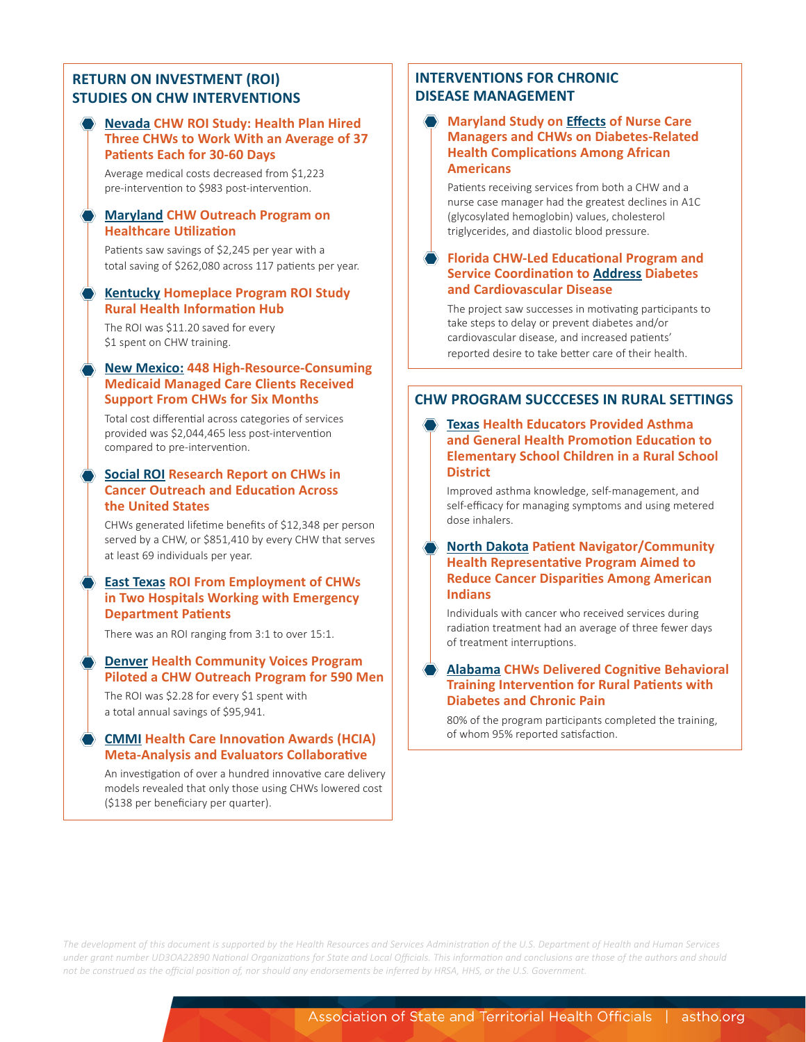## RETURN ON INVESTMENT (ROI) STUDIES ON CHW INTERVENTIONS

### Nevada CHW ROI Study: Health Plan Hired Three CHWs to Work With an Average of 37 Patients Each for 30-60 Days

Average medical costs decreased from $1,223 pre-intervention to $983 post-intervention.

### Maryland CHW Outreach Program on Healthcare Utilization

Patients saw savings of $2,245 per year with a total saving of $262,080 across 117 patients per year.

### Kentucky Homeplace Program ROI Study Rural Health Information Hub

The ROI was $11.20 saved for every $1 spent on CHW training.

### New Mexico: 448 High-Resource-Consuming Medicaid Managed Care Clients Received Support From CHWs for Six Months

Total cost differential across categories of services provided was $2,044,465 less post-intervention compared to pre-intervention.

### Social ROI Research Report on CHWs in Cancer Outreach and Education Across the United States

CHWs generated lifetime benefits of $12,348 per person served by a CHW, or $851,410 by every CHW that serves at least 69 individuals per year.

### East Texas ROI From Employment of CHWs in Two Hospitals Working with Emergency Department Patients

There was an ROI ranging from 3:1 to over 15:1.

### Denver Health Community Voices Program Piloted a CHW Outreach Program for 590 Men

The ROI was $2.28 for every $1 spent with a total annual savings of $95,941.

### CMMI Health Care Innovation Awards (HCIA) Meta-Analysis and Evaluators Collaborative

An investigation of over a hundred innovative care delivery models revealed that only those using CHWs lowered cost ($138 per beneficiary per quarter).

## INTERVENTIONS FOR CHRONIC DISEASE MANAGEMENT

### Maryland Study on Effects of Nurse Care Managers and CHWs on Diabetes-Related Health Complications Among African Americans

Patients receiving services from both a CHW and a nurse case manager had the greatest declines in A1C (glycosylated hemoglobin) values, cholesterol triglycerides, and diastolic blood pressure.

### Florida CHW-Led Educational Program and Service Coordination to Address Diabetes and Cardiovascular Disease

The project saw successes in motivating participants to take steps to delay or prevent diabetes and/or cardiovascular disease, and increased patients' reported desire to take better care of their health.

## CHW PROGRAM SUCCCESES IN RURAL SETTINGS

### Texas Health Educators Provided Asthma and General Health Promotion Education to Elementary School Children in a Rural School District

Improved asthma knowledge, self-management, and self-efficacy for managing symptoms and using metered dose inhalers.

### North Dakota Patient Navigator/Community Health Representative Program Aimed to Reduce Cancer Disparities Among American Indians

Individuals with cancer who received services during radiation treatment had an average of three fewer days of treatment interruptions.

### Alabama CHWs Delivered Cognitive Behavioral Training Intervention for Rural Patients with Diabetes and Chronic Pain

80% of the program participants completed the training, of whom 95% reported satisfaction.

*The development of this document is supported by the Health Resources and Services Administration of the U.S. Department of Health and Human Services under grant number UD3OA22890 National Organizations for State and Local Officials. This information and conclusions are those of the authors and should not be construed as the official position of, nor should any endorsements be inferred by HRSA, HHS, or the U.S. Government.*

Association of State and Territorial Health Officials | astho.org